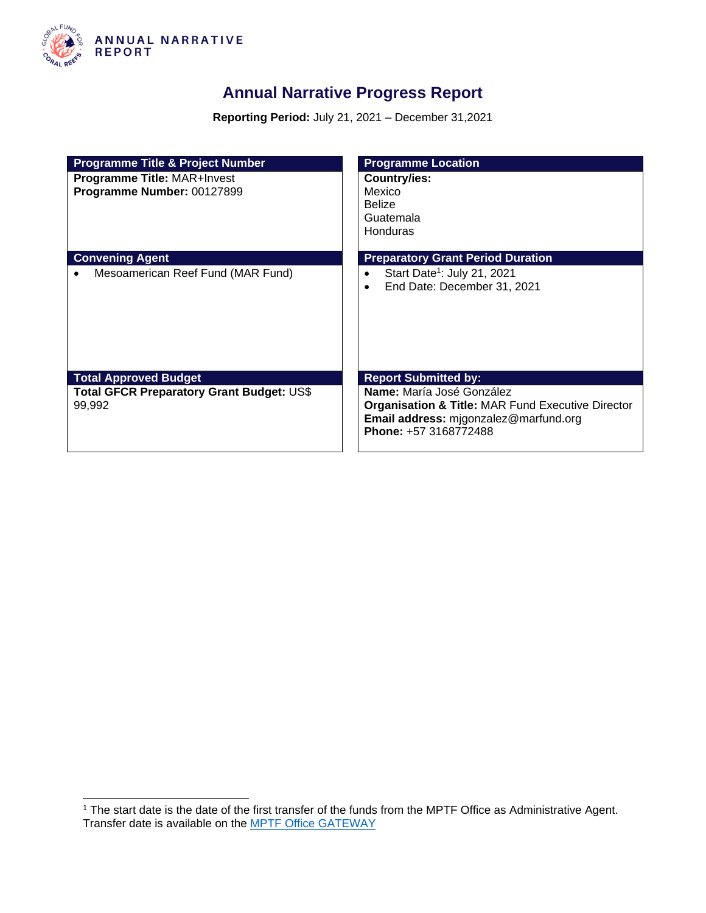ANNUAL NARRATIVE REPORT

# Annual Narrative Progress Report

**Reporting Period:** July 21, 2021 – December 31,2021

| Programme Title & Project Number | Programme Location |
| --- | --- |
| **Programme Title:** MAR+Invest<br>**Programme Number:** 00127899 | **Country/ies:**<br>Mexico<br>Belize<br>Guatemala<br>Honduras |
| **Convening Agent** | **Preparatory Grant Period Duration** |
| • Mesoamerican Reef Fund (MAR Fund) | • Start Date[1]: July 21, 2021<br>• End Date: December 31, 2021 |
| **Total Approved Budget** | **Report Submitted by:** |
| **Total GFCR Preparatory Grant Budget:** US$ 99,992 | **Name:** María José González<br>**Organisation & Title:** MAR Fund Executive Director<br>**Email address:** mjgonzalez@marfund.org<br>**Phone:** +57 3168772488 |

[1] The start date is the date of the first transfer of the funds from the MPTF Office as Administrative Agent. Transfer date is available on the MPTF Office GATEWAY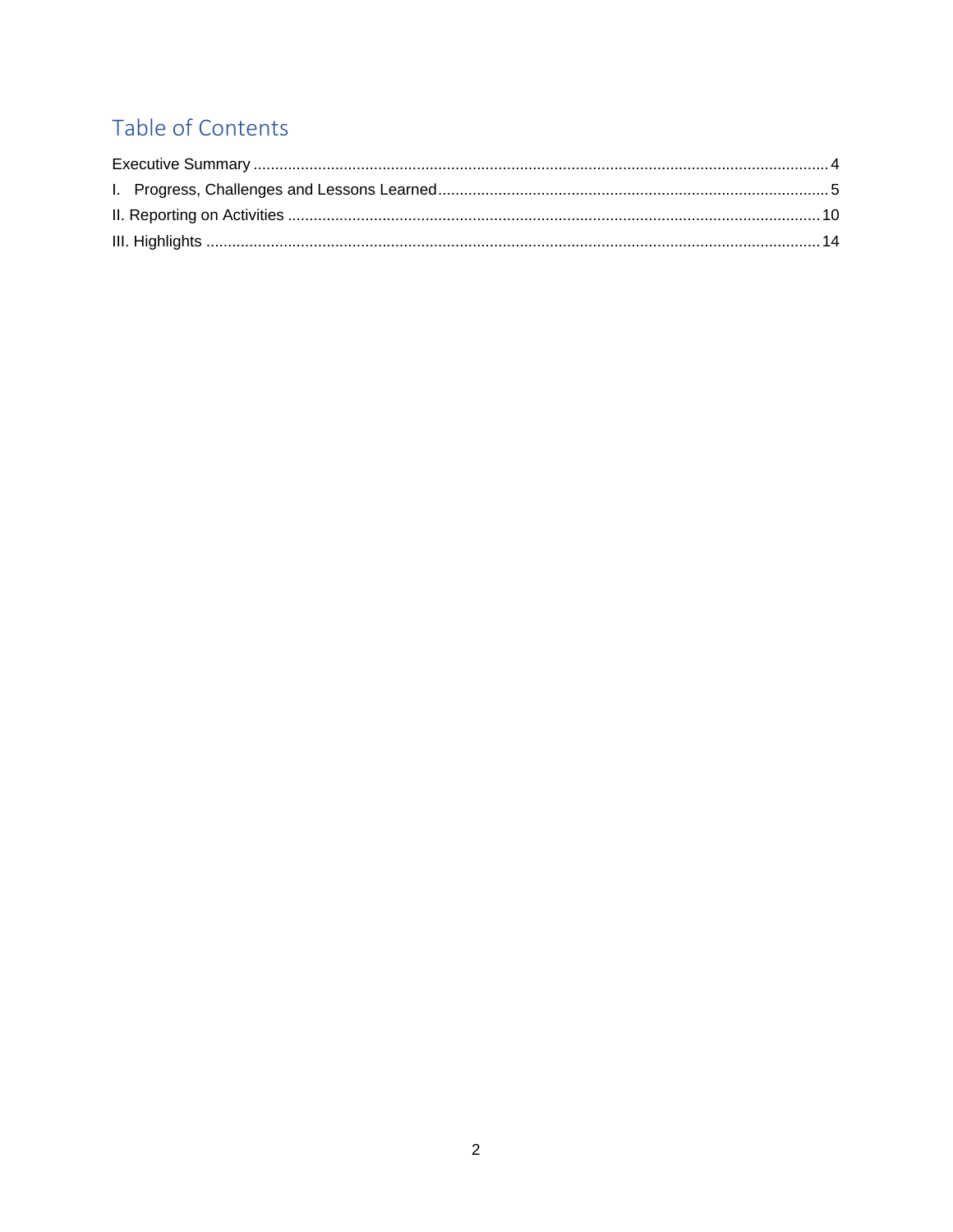# Table of Contents

Executive Summary ..................................................................................................................................... 4

I. Progress, Challenges and Lessons Learned ........................................................................................... 5

II. Reporting on Activities ........................................................................................................................... 10

III. Highlights ............................................................................................................................................. 14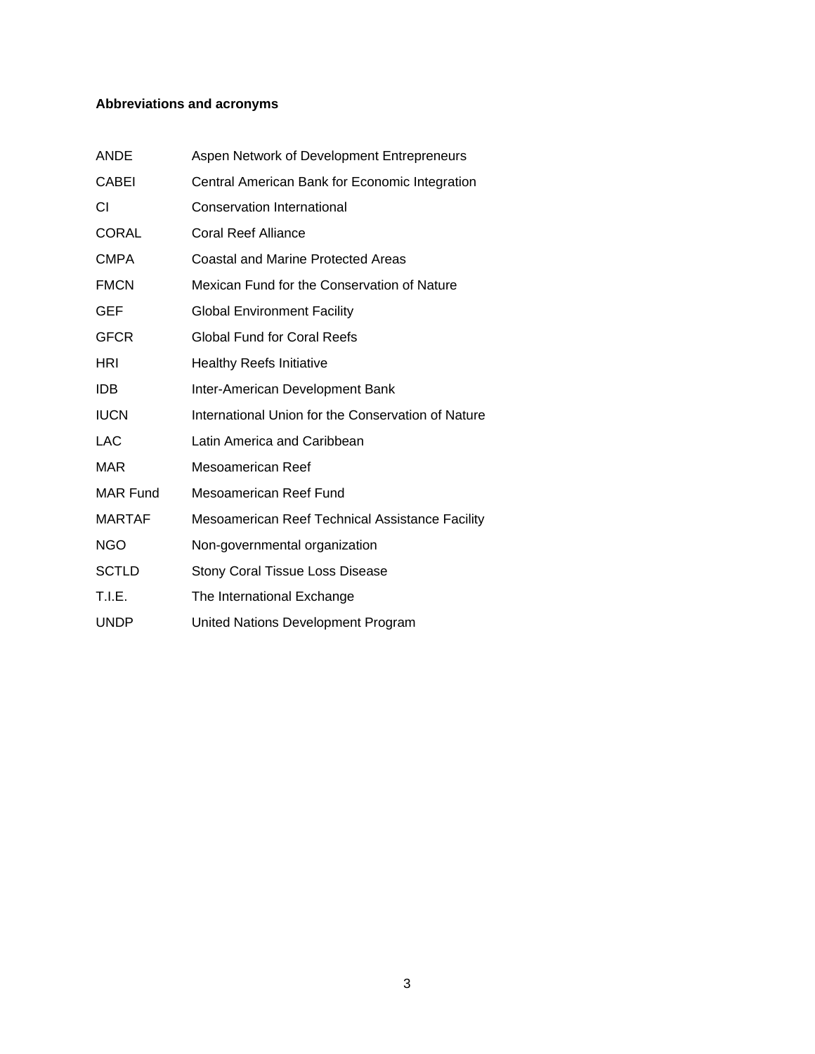## Abbreviations and acronyms

| | |
|---|---|
| ANDE | Aspen Network of Development Entrepreneurs |
| CABEI | Central American Bank for Economic Integration |
| CI | Conservation International |
| CORAL | Coral Reef Alliance |
| CMPA | Coastal and Marine Protected Areas |
| FMCN | Mexican Fund for the Conservation of Nature |
| GEF | Global Environment Facility |
| GFCR | Global Fund for Coral Reefs |
| HRI | Healthy Reefs Initiative |
| IDB | Inter-American Development Bank |
| IUCN | International Union for the Conservation of Nature |
| LAC | Latin America and Caribbean |
| MAR | Mesoamerican Reef |
| MAR Fund | Mesoamerican Reef Fund |
| MARTAF | Mesoamerican Reef Technical Assistance Facility |
| NGO | Non-governmental organization |
| SCTLD | Stony Coral Tissue Loss Disease |
| T.I.E. | The International Exchange |
| UNDP | United Nations Development Program |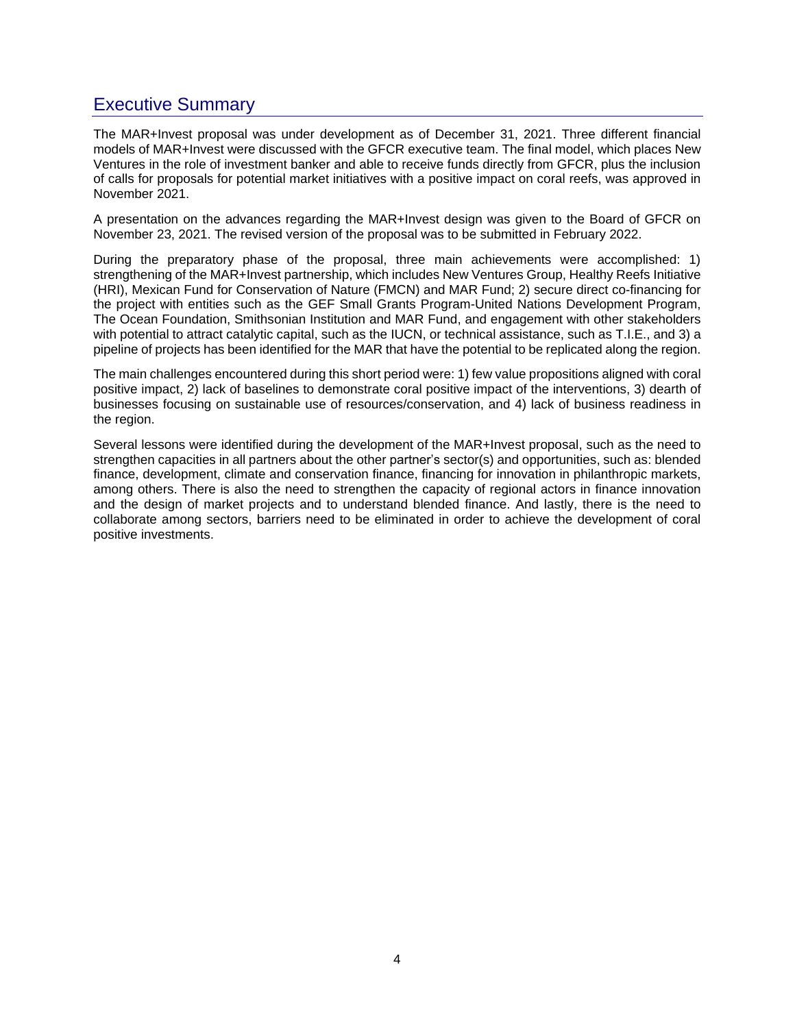# Executive Summary

The MAR+Invest proposal was under development as of December 31, 2021. Three different financial models of MAR+Invest were discussed with the GFCR executive team. The final model, which places New Ventures in the role of investment banker and able to receive funds directly from GFCR, plus the inclusion of calls for proposals for potential market initiatives with a positive impact on coral reefs, was approved in November 2021.

A presentation on the advances regarding the MAR+Invest design was given to the Board of GFCR on November 23, 2021. The revised version of the proposal was to be submitted in February 2022.

During the preparatory phase of the proposal, three main achievements were accomplished: 1) strengthening of the MAR+Invest partnership, which includes New Ventures Group, Healthy Reefs Initiative (HRI), Mexican Fund for Conservation of Nature (FMCN) and MAR Fund; 2) secure direct co-financing for the project with entities such as the GEF Small Grants Program-United Nations Development Program, The Ocean Foundation, Smithsonian Institution and MAR Fund, and engagement with other stakeholders with potential to attract catalytic capital, such as the IUCN, or technical assistance, such as T.I.E., and 3) a pipeline of projects has been identified for the MAR that have the potential to be replicated along the region.

The main challenges encountered during this short period were: 1) few value propositions aligned with coral positive impact, 2) lack of baselines to demonstrate coral positive impact of the interventions, 3) dearth of businesses focusing on sustainable use of resources/conservation, and 4) lack of business readiness in the region.

Several lessons were identified during the development of the MAR+Invest proposal, such as the need to strengthen capacities in all partners about the other partner's sector(s) and opportunities, such as: blended finance, development, climate and conservation finance, financing for innovation in philanthropic markets, among others. There is also the need to strengthen the capacity of regional actors in finance innovation and the design of market projects and to understand blended finance. And lastly, there is the need to collaborate among sectors, barriers need to be eliminated in order to achieve the development of coral positive investments.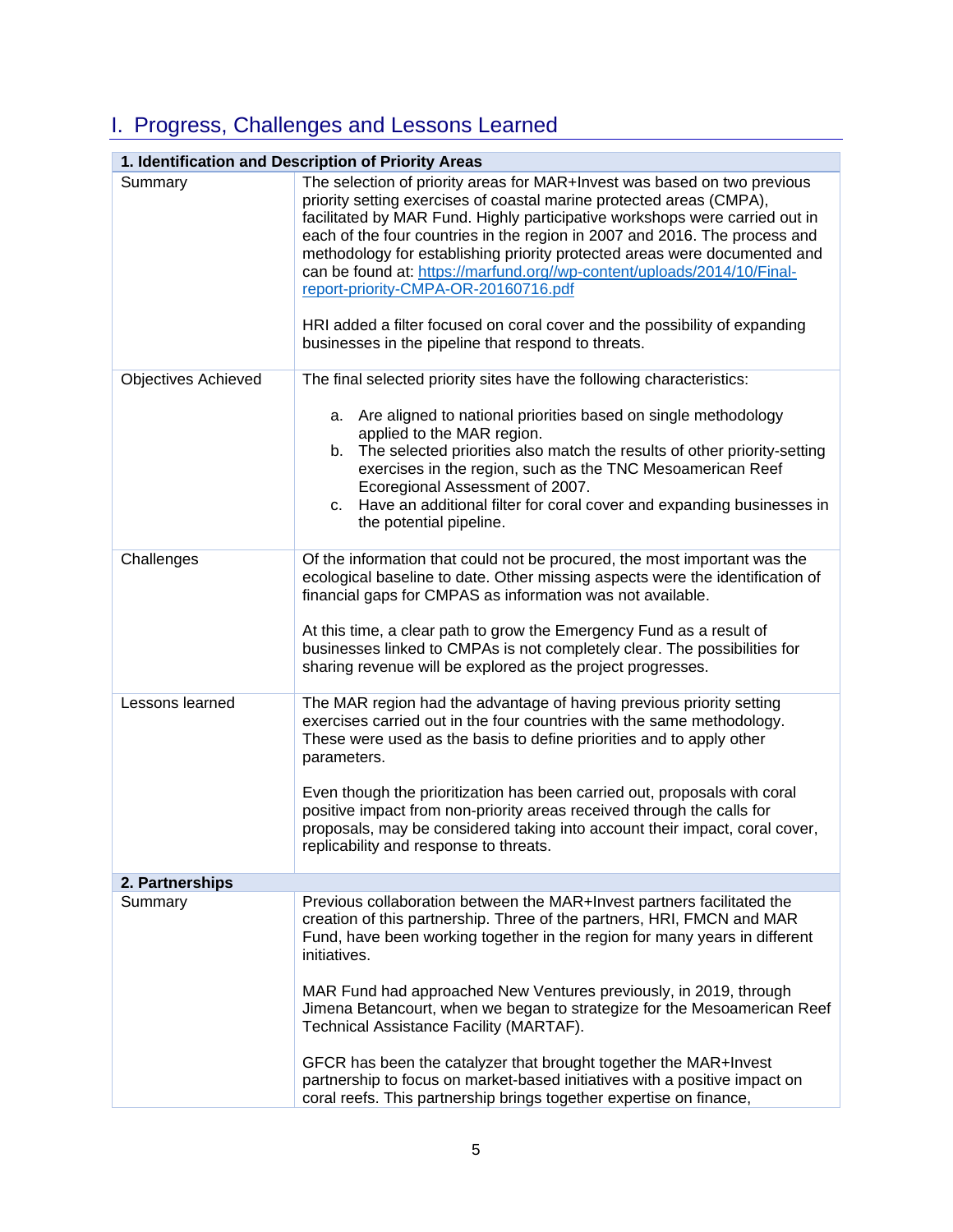# I. Progress, Challenges and Lessons Learned

| 1. Identification and Description of Priority Areas | |
|---|---|
| Summary | The selection of priority areas for MAR+Invest was based on two previous priority setting exercises of coastal marine protected areas (CMPA), facilitated by MAR Fund. Highly participative workshops were carried out in each of the four countries in the region in 2007 and 2016. The process and methodology for establishing priority protected areas were documented and can be found at: [https://marfund.org//wp-content/uploads/2014/10/Final-report-priority-CMPA-OR-20160716.pdf](https://marfund.org//wp-content/uploads/2014/10/Final-report-priority-CMPA-OR-20160716.pdf)<br><br>HRI added a filter focused on coral cover and the possibility of expanding businesses in the pipeline that respond to threats. |
| Objectives Achieved | The final selected priority sites have the following characteristics:<br><br>a. Are aligned to national priorities based on single methodology applied to the MAR region.<br>b. The selected priorities also match the results of other priority-setting exercises in the region, such as the TNC Mesoamerican Reef Ecoregional Assessment of 2007.<br>c. Have an additional filter for coral cover and expanding businesses in the potential pipeline. |
| Challenges | Of the information that could not be procured, the most important was the ecological baseline to date. Other missing aspects were the identification of financial gaps for CMPAS as information was not available.<br><br>At this time, a clear path to grow the Emergency Fund as a result of businesses linked to CMPAs is not completely clear. The possibilities for sharing revenue will be explored as the project progresses. |
| Lessons learned | The MAR region had the advantage of having previous priority setting exercises carried out in the four countries with the same methodology. These were used as the basis to define priorities and to apply other parameters.<br><br>Even though the prioritization has been carried out, proposals with coral positive impact from non-priority areas received through the calls for proposals, may be considered taking into account their impact, coral cover, replicability and response to threats. |
| **2. Partnerships** | |
| Summary | Previous collaboration between the MAR+Invest partners facilitated the creation of this partnership. Three of the partners, HRI, FMCN and MAR Fund, have been working together in the region for many years in different initiatives.<br><br>MAR Fund had approached New Ventures previously, in 2019, through Jimena Betancourt, when we began to strategize for the Mesoamerican Reef Technical Assistance Facility (MARTAF).<br><br>GFCR has been the catalyzer that brought together the MAR+Invest partnership to focus on market-based initiatives with a positive impact on coral reefs. This partnership brings together expertise on finance, |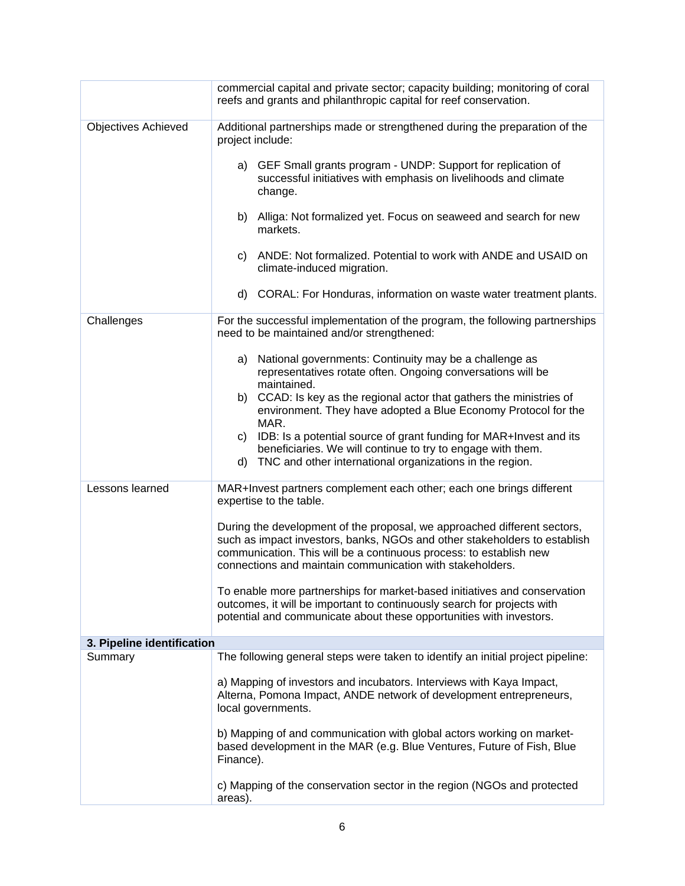| | |
|---|---|
| | commercial capital and private sector; capacity building; monitoring of coral reefs and grants and philanthropic capital for reef conservation. |
| Objectives Achieved | Additional partnerships made or strengthened during the preparation of the project include:<br><br>a) GEF Small grants program - UNDP: Support for replication of successful initiatives with emphasis on livelihoods and climate change.<br><br>b) Alliga: Not formalized yet. Focus on seaweed and search for new markets.<br><br>c) ANDE: Not formalized. Potential to work with ANDE and USAID on climate-induced migration.<br><br>d) CORAL: For Honduras, information on waste water treatment plants. |
| Challenges | For the successful implementation of the program, the following partnerships need to be maintained and/or strengthened:<br><br>a) National governments: Continuity may be a challenge as representatives rotate often. Ongoing conversations will be maintained.<br>b) CCAD: Is key as the regional actor that gathers the ministries of environment. They have adopted a Blue Economy Protocol for the MAR.<br>c) IDB: Is a potential source of grant funding for MAR+Invest and its beneficiaries. We will continue to try to engage with them.<br>d) TNC and other international organizations in the region. |
| Lessons learned | MAR+Invest partners complement each other; each one brings different expertise to the table.<br><br>During the development of the proposal, we approached different sectors, such as impact investors, banks, NGOs and other stakeholders to establish communication. This will be a continuous process: to establish new connections and maintain communication with stakeholders.<br><br>To enable more partnerships for market-based initiatives and conservation outcomes, it will be important to continuously search for projects with potential and communicate about these opportunities with investors. |
| **3. Pipeline identification** | |
| Summary | The following general steps were taken to identify an initial project pipeline:<br><br>a) Mapping of investors and incubators. Interviews with Kaya Impact, Alterna, Pomona Impact, ANDE network of development entrepreneurs, local governments.<br><br>b) Mapping of and communication with global actors working on market-based development in the MAR (e.g. Blue Ventures, Future of Fish, Blue Finance).<br><br>c) Mapping of the conservation sector in the region (NGOs and protected areas). |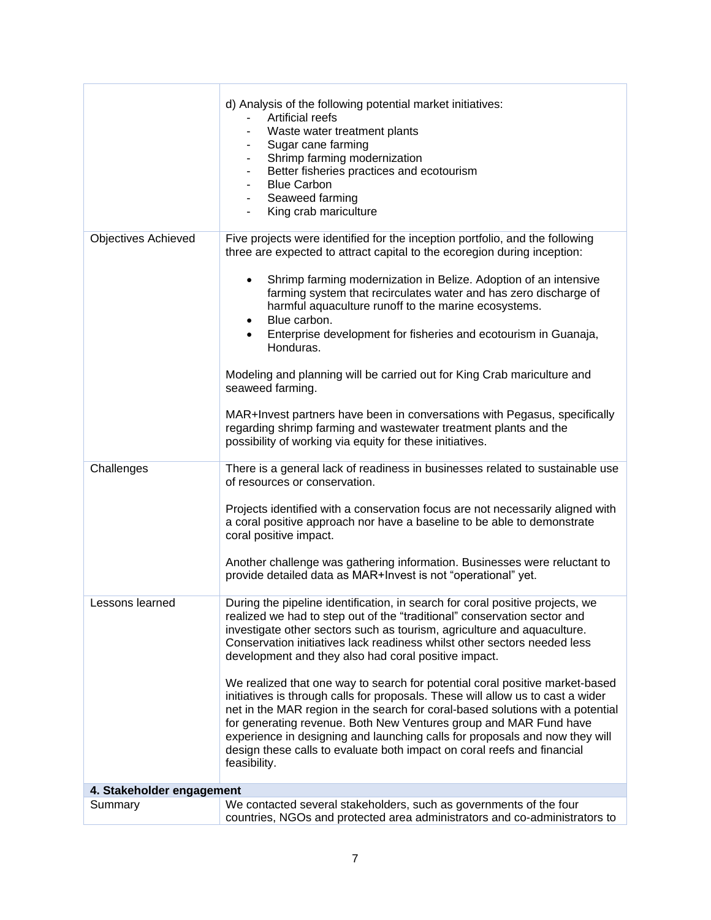| | |
|---|---|
| | d) Analysis of the following potential market initiatives:<br>- Artificial reefs<br>- Waste water treatment plants<br>- Sugar cane farming<br>- Shrimp farming modernization<br>- Better fisheries practices and ecotourism<br>- Blue Carbon<br>- Seaweed farming<br>- King crab mariculture |
| Objectives Achieved | Five projects were identified for the inception portfolio, and the following three are expected to attract capital to the ecoregion during inception:<br><br>• Shrimp farming modernization in Belize. Adoption of an intensive farming system that recirculates water and has zero discharge of harmful aquaculture runoff to the marine ecosystems.<br>• Blue carbon.<br>• Enterprise development for fisheries and ecotourism in Guanaja, Honduras.<br><br>Modeling and planning will be carried out for King Crab mariculture and seaweed farming.<br><br>MAR+Invest partners have been in conversations with Pegasus, specifically regarding shrimp farming and wastewater treatment plants and the possibility of working via equity for these initiatives. |
| Challenges | There is a general lack of readiness in businesses related to sustainable use of resources or conservation.<br><br>Projects identified with a conservation focus are not necessarily aligned with a coral positive approach nor have a baseline to be able to demonstrate coral positive impact.<br><br>Another challenge was gathering information. Businesses were reluctant to provide detailed data as MAR+Invest is not "operational" yet. |
| Lessons learned | During the pipeline identification, in search for coral positive projects, we realized we had to step out of the "traditional" conservation sector and investigate other sectors such as tourism, agriculture and aquaculture. Conservation initiatives lack readiness whilst other sectors needed less development and they also had coral positive impact.<br><br>We realized that one way to search for potential coral positive market-based initiatives is through calls for proposals. These will allow us to cast a wider net in the MAR region in the search for coral-based solutions with a potential for generating revenue. Both New Ventures group and MAR Fund have experience in designing and launching calls for proposals and now they will design these calls to evaluate both impact on coral reefs and financial feasibility. |
| **4. Stakeholder engagement** | |
| Summary | We contacted several stakeholders, such as governments of the four countries, NGOs and protected area administrators and co-administrators to |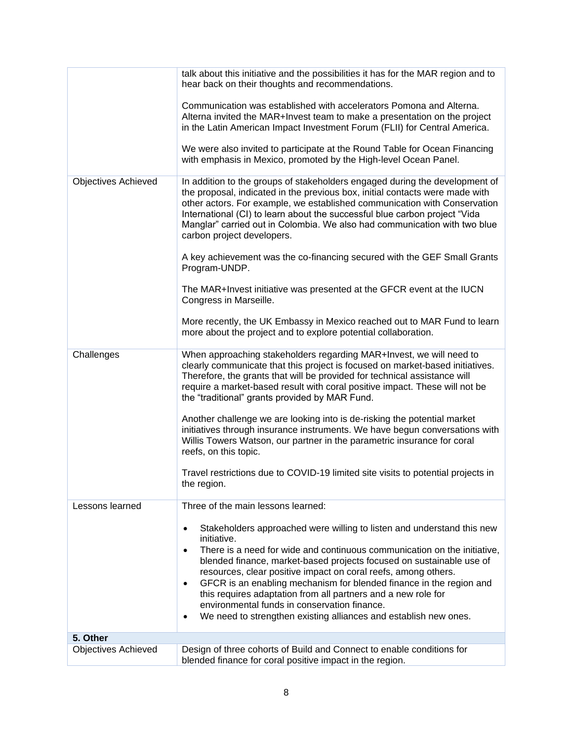| | |
|---|---|
| | talk about this initiative and the possibilities it has for the MAR region and to hear back on their thoughts and recommendations.<br><br>Communication was established with accelerators Pomona and Alterna. Alterna invited the MAR+Invest team to make a presentation on the project in the Latin American Impact Investment Forum (FLII) for Central America.<br><br>We were also invited to participate at the Round Table for Ocean Financing with emphasis in Mexico, promoted by the High-level Ocean Panel. |
| Objectives Achieved | In addition to the groups of stakeholders engaged during the development of the proposal, indicated in the previous box, initial contacts were made with other actors. For example, we established communication with Conservation International (CI) to learn about the successful blue carbon project "Vida Manglar" carried out in Colombia. We also had communication with two blue carbon project developers.<br><br>A key achievement was the co-financing secured with the GEF Small Grants Program-UNDP.<br><br>The MAR+Invest initiative was presented at the GFCR event at the IUCN Congress in Marseille.<br><br>More recently, the UK Embassy in Mexico reached out to MAR Fund to learn more about the project and to explore potential collaboration. |
| Challenges | When approaching stakeholders regarding MAR+Invest, we will need to clearly communicate that this project is focused on market-based initiatives. Therefore, the grants that will be provided for technical assistance will require a market-based result with coral positive impact. These will not be the "traditional" grants provided by MAR Fund.<br><br>Another challenge we are looking into is de-risking the potential market initiatives through insurance instruments. We have begun conversations with Willis Towers Watson, our partner in the parametric insurance for coral reefs, on this topic.<br><br>Travel restrictions due to COVID-19 limited site visits to potential projects in the region. |
| Lessons learned | Three of the main lessons learned:<br><br>• Stakeholders approached were willing to listen and understand this new initiative.<br>• There is a need for wide and continuous communication on the initiative, blended finance, market-based projects focused on sustainable use of resources, clear positive impact on coral reefs, among others.<br>• GFCR is an enabling mechanism for blended finance in the region and this requires adaptation from all partners and a new role for environmental funds in conservation finance.<br>• We need to strengthen existing alliances and establish new ones. |
| **5. Other** | |
| Objectives Achieved | Design of three cohorts of Build and Connect to enable conditions for blended finance for coral positive impact in the region. |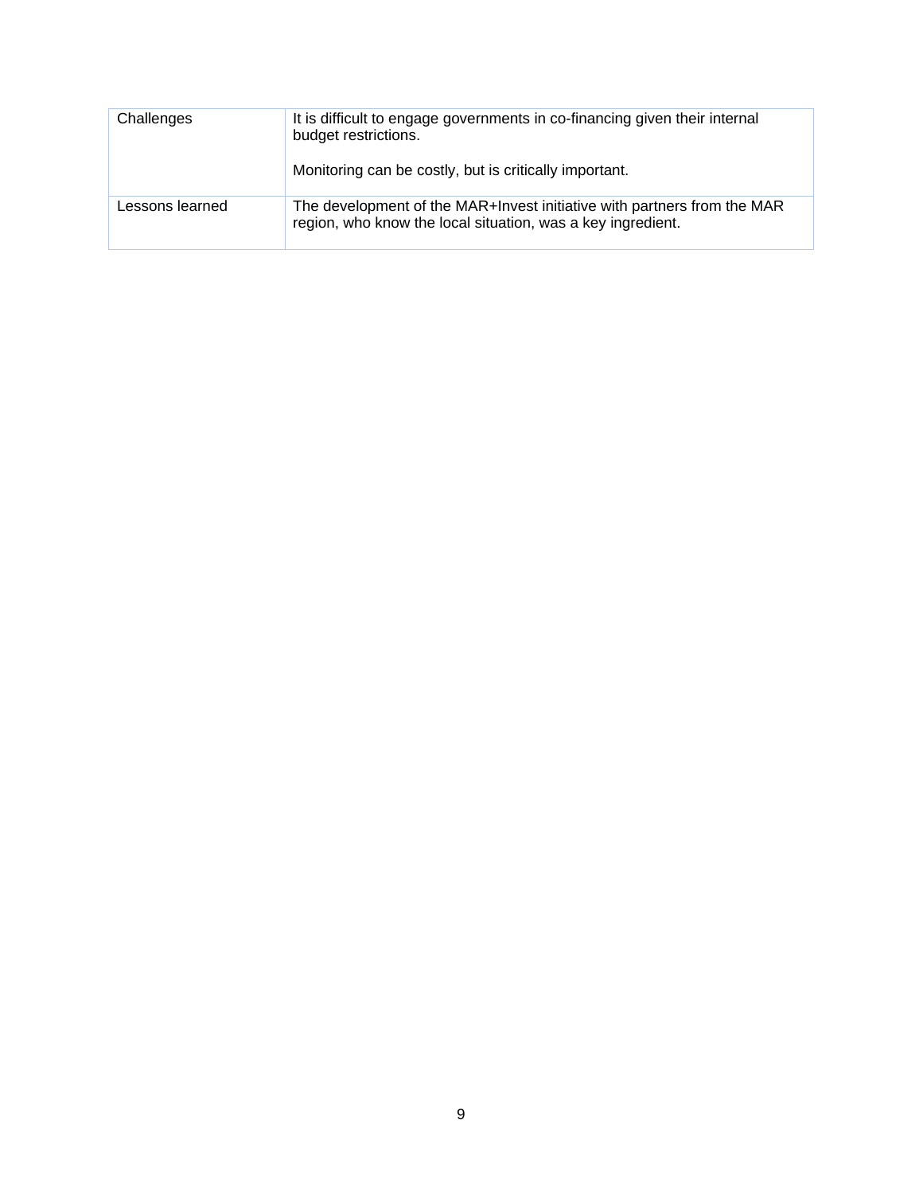| | |
|---|---|
| Challenges | It is difficult to engage governments in co-financing given their internal budget restrictions.<br><br>Monitoring can be costly, but is critically important. |
| Lessons learned | The development of the MAR+Invest initiative with partners from the MAR region, who know the local situation, was a key ingredient. |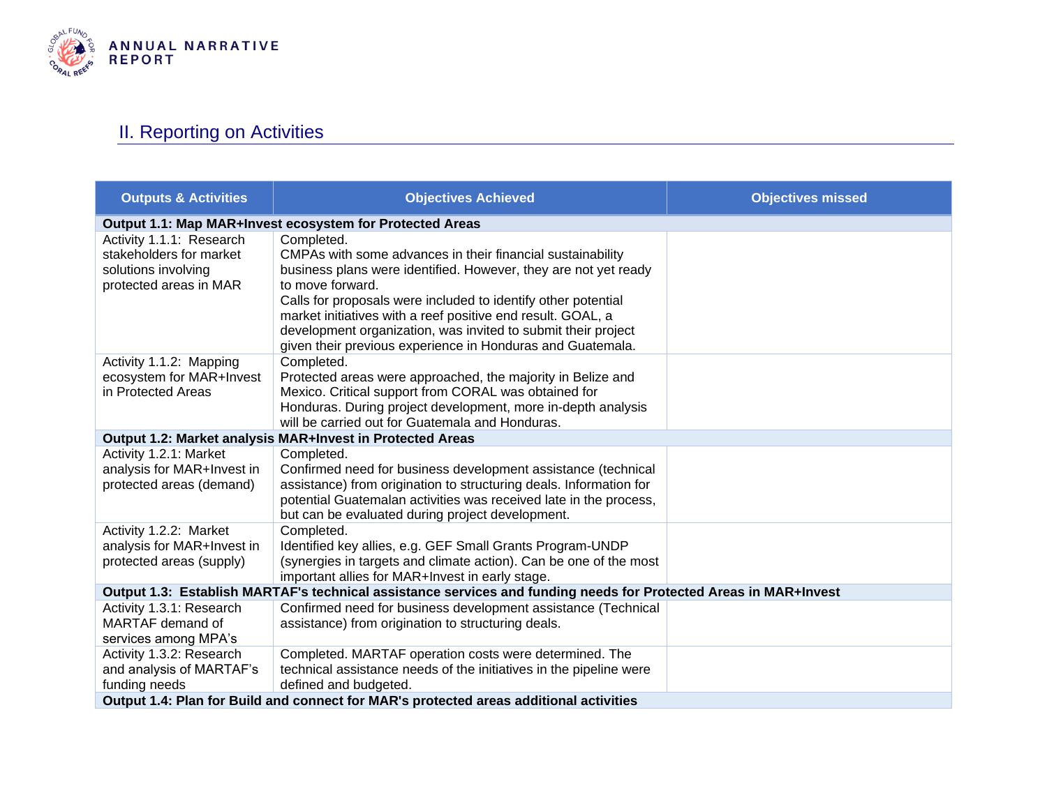## II. Reporting on Activities

| Outputs & Activities | Objectives Achieved | Objectives missed |
|---|---|---|
| **Output 1.1: Map MAR+Invest ecosystem for Protected Areas** | | |
| Activity 1.1.1: Research stakeholders for market solutions involving protected areas in MAR | Completed.<br>CMPAs with some advances in their financial sustainability business plans were identified. However, they are not yet ready to move forward.<br>Calls for proposals were included to identify other potential market initiatives with a reef positive end result. GOAL, a development organization, was invited to submit their project given their previous experience in Honduras and Guatemala. | |
| Activity 1.1.2: Mapping ecosystem for MAR+Invest in Protected Areas | Completed.<br>Protected areas were approached, the majority in Belize and Mexico. Critical support from CORAL was obtained for Honduras. During project development, more in-depth analysis will be carried out for Guatemala and Honduras. | |
| **Output 1.2: Market analysis MAR+Invest in Protected Areas** | | |
| Activity 1.2.1: Market analysis for MAR+Invest in protected areas (demand) | Completed.<br>Confirmed need for business development assistance (technical assistance) from origination to structuring deals. Information for potential Guatemalan activities was received late in the process, but can be evaluated during project development. | |
| Activity 1.2.2: Market analysis for MAR+Invest in protected areas (supply) | Completed.<br>Identified key allies, e.g. GEF Small Grants Program-UNDP (synergies in targets and climate action). Can be one of the most important allies for MAR+Invest in early stage. | |
| **Output 1.3: Establish MARTAF's technical assistance services and funding needs for Protected Areas in MAR+Invest** | | |
| Activity 1.3.1: Research MARTAF demand of services among MPA's | Confirmed need for business development assistance (Technical assistance) from origination to structuring deals. | |
| Activity 1.3.2: Research and analysis of MARTAF's funding needs | Completed. MARTAF operation costs were determined. The technical assistance needs of the initiatives in the pipeline were defined and budgeted. | |
| **Output 1.4: Plan for Build and connect for MAR's protected areas additional activities** | | |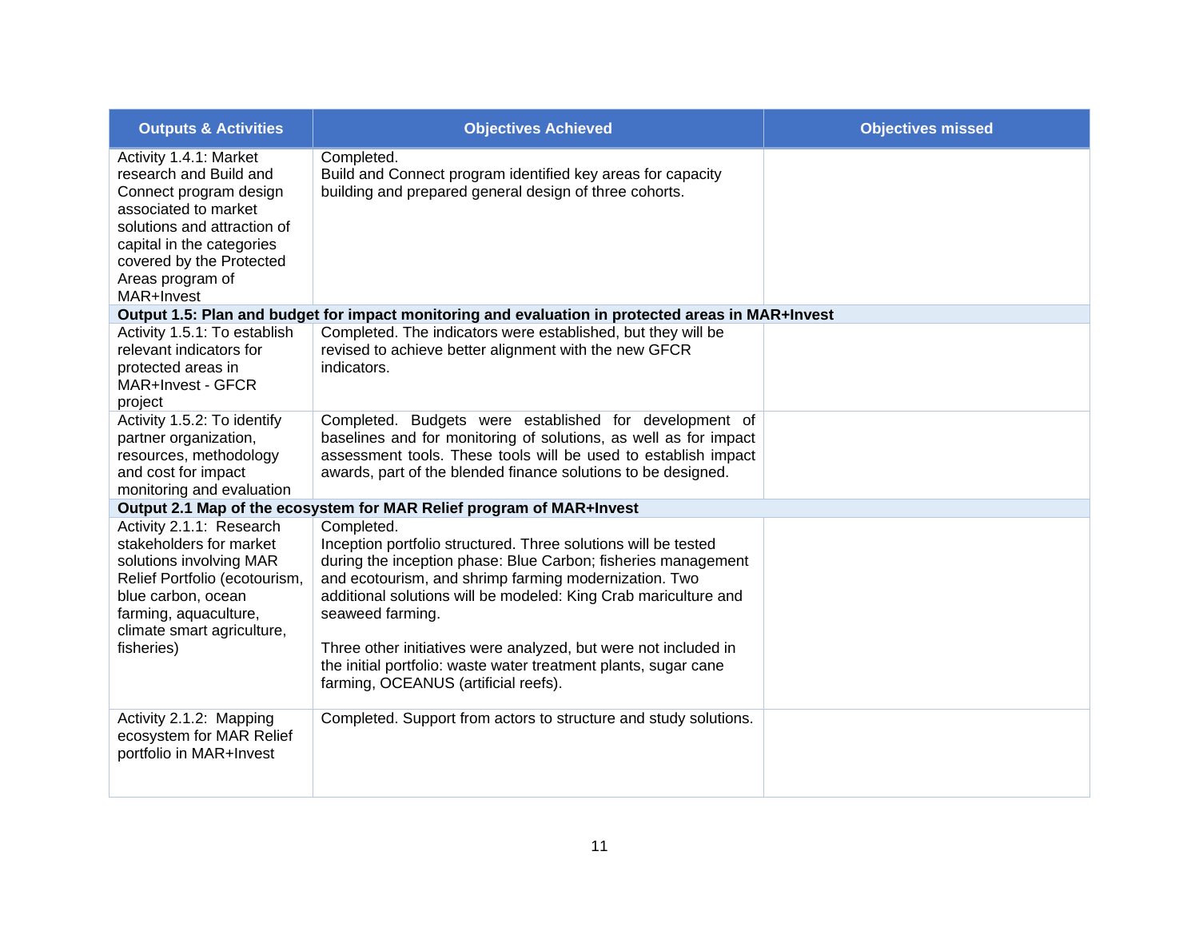| Outputs & Activities | Objectives Achieved | Objectives missed |
|---|---|---|
| Activity 1.4.1: Market research and Build and Connect program design associated to market solutions and attraction of capital in the categories covered by the Protected Areas program of MAR+Invest | Completed.<br>Build and Connect program identified key areas for capacity building and prepared general design of three cohorts. | |
| **Output 1.5: Plan and budget for impact monitoring and evaluation in protected areas in MAR+Invest** | | |
| Activity 1.5.1: To establish relevant indicators for protected areas in MAR+Invest - GFCR project | Completed. The indicators were established, but they will be revised to achieve better alignment with the new GFCR indicators. | |
| Activity 1.5.2: To identify partner organization, resources, methodology and cost for impact monitoring and evaluation | Completed. Budgets were established for development of baselines and for monitoring of solutions, as well as for impact assessment tools. These tools will be used to establish impact awards, part of the blended finance solutions to be designed. | |
| **Output 2.1 Map of the ecosystem for MAR Relief program of MAR+Invest** | | |
| Activity 2.1.1: Research stakeholders for market solutions involving MAR Relief Portfolio (ecotourism, blue carbon, ocean farming, aquaculture, climate smart agriculture, fisheries) | Completed.<br>Inception portfolio structured. Three solutions will be tested during the inception phase: Blue Carbon; fisheries management and ecotourism, and shrimp farming modernization. Two additional solutions will be modeled: King Crab mariculture and seaweed farming.<br><br>Three other initiatives were analyzed, but were not included in the initial portfolio: waste water treatment plants, sugar cane farming, OCEANUS (artificial reefs). | |
| Activity 2.1.2: Mapping ecosystem for MAR Relief portfolio in MAR+Invest | Completed. Support from actors to structure and study solutions. | |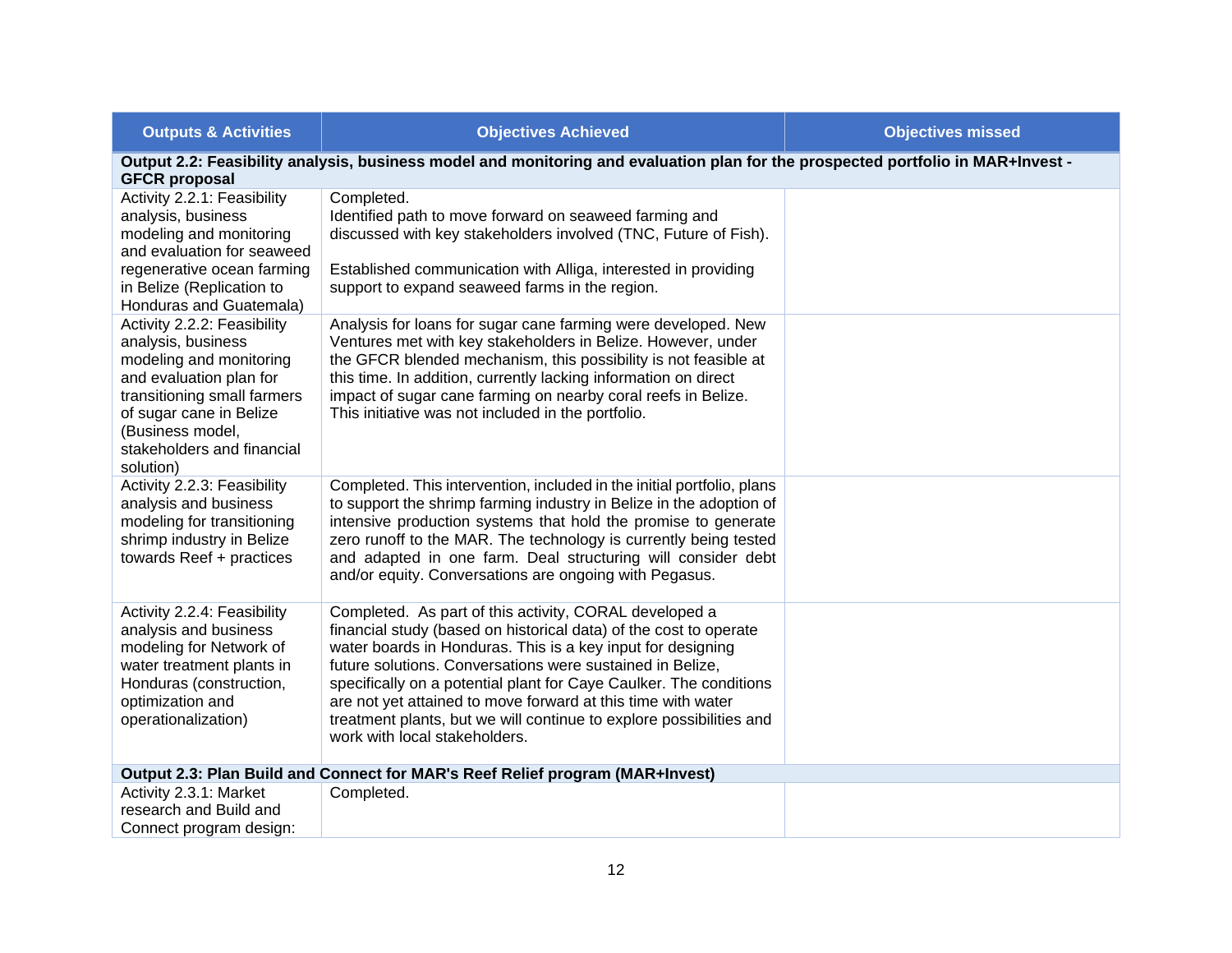| Outputs & Activities | Objectives Achieved | Objectives missed |
|---|---|---|
| **Output 2.2: Feasibility analysis, business model and monitoring and evaluation plan for the prospected portfolio in MAR+Invest - GFCR proposal** | | |
| Activity 2.2.1: Feasibility analysis, business modeling and monitoring and evaluation for seaweed regenerative ocean farming in Belize (Replication to Honduras and Guatemala) | Completed.<br>Identified path to move forward on seaweed farming and discussed with key stakeholders involved (TNC, Future of Fish).<br><br>Established communication with Alliga, interested in providing support to expand seaweed farms in the region. | |
| Activity 2.2.2: Feasibility analysis, business modeling and monitoring and evaluation plan for transitioning small farmers of sugar cane in Belize (Business model, stakeholders and financial solution) | Analysis for loans for sugar cane farming were developed. New Ventures met with key stakeholders in Belize. However, under the GFCR blended mechanism, this possibility is not feasible at this time. In addition, currently lacking information on direct impact of sugar cane farming on nearby coral reefs in Belize. This initiative was not included in the portfolio. | |
| Activity 2.2.3: Feasibility analysis and business modeling for transitioning shrimp industry in Belize towards Reef + practices | Completed. This intervention, included in the initial portfolio, plans to support the shrimp farming industry in Belize in the adoption of intensive production systems that hold the promise to generate zero runoff to the MAR. The technology is currently being tested and adapted in one farm. Deal structuring will consider debt and/or equity. Conversations are ongoing with Pegasus. | |
| Activity 2.2.4: Feasibility analysis and business modeling for Network of water treatment plants in Honduras (construction, optimization and operationalization) | Completed. As part of this activity, CORAL developed a financial study (based on historical data) of the cost to operate water boards in Honduras. This is a key input for designing future solutions. Conversations were sustained in Belize, specifically on a potential plant for Caye Caulker. The conditions are not yet attained to move forward at this time with water treatment plants, but we will continue to explore possibilities and work with local stakeholders. | |
| **Output 2.3: Plan Build and Connect for MAR's Reef Relief program (MAR+Invest)** | | |
| Activity 2.3.1: Market research and Build and Connect program design: | Completed. | |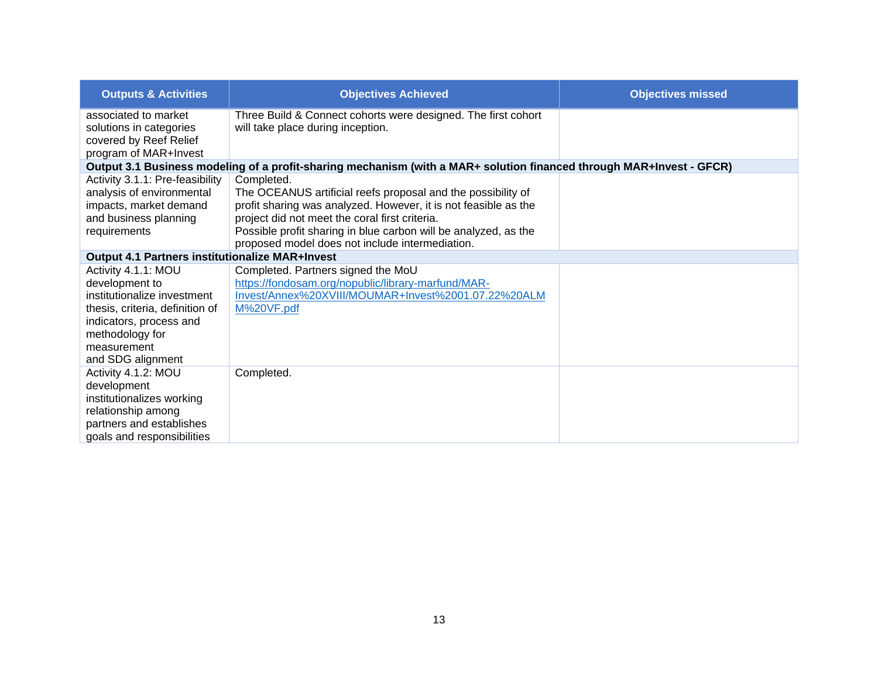| Outputs & Activities | Objectives Achieved | Objectives missed |
|---|---|---|
| associated to market solutions in categories covered by Reef Relief program of MAR+Invest | Three Build & Connect cohorts were designed. The first cohort will take place during inception. | |
| **Output 3.1 Business modeling of a profit-sharing mechanism (with a MAR+ solution financed through MAR+Invest - GFCR)** | | |
| Activity 3.1.1: Pre-feasibility analysis of environmental impacts, market demand and business planning requirements | Completed.<br>The OCEANUS artificial reefs proposal and the possibility of profit sharing was analyzed. However, it is not feasible as the project did not meet the coral first criteria.<br>Possible profit sharing in blue carbon will be analyzed, as the proposed model does not include intermediation. | |
| **Output 4.1 Partners institutionalize MAR+Invest** | | |
| Activity 4.1.1: MOU development to institutionalize investment thesis, criteria, definition of indicators, process and methodology for measurement and SDG alignment | Completed. Partners signed the MoU<br>https://fondosam.org/nopublic/library-marfund/MAR-Invest/Annex%20XVIII/MOUMAR+Invest%2001.07.22%20ALMM%20VF.pdf | |
| Activity 4.1.2: MOU development institutionalizes working relationship among partners and establishes goals and responsibilities | Completed. | |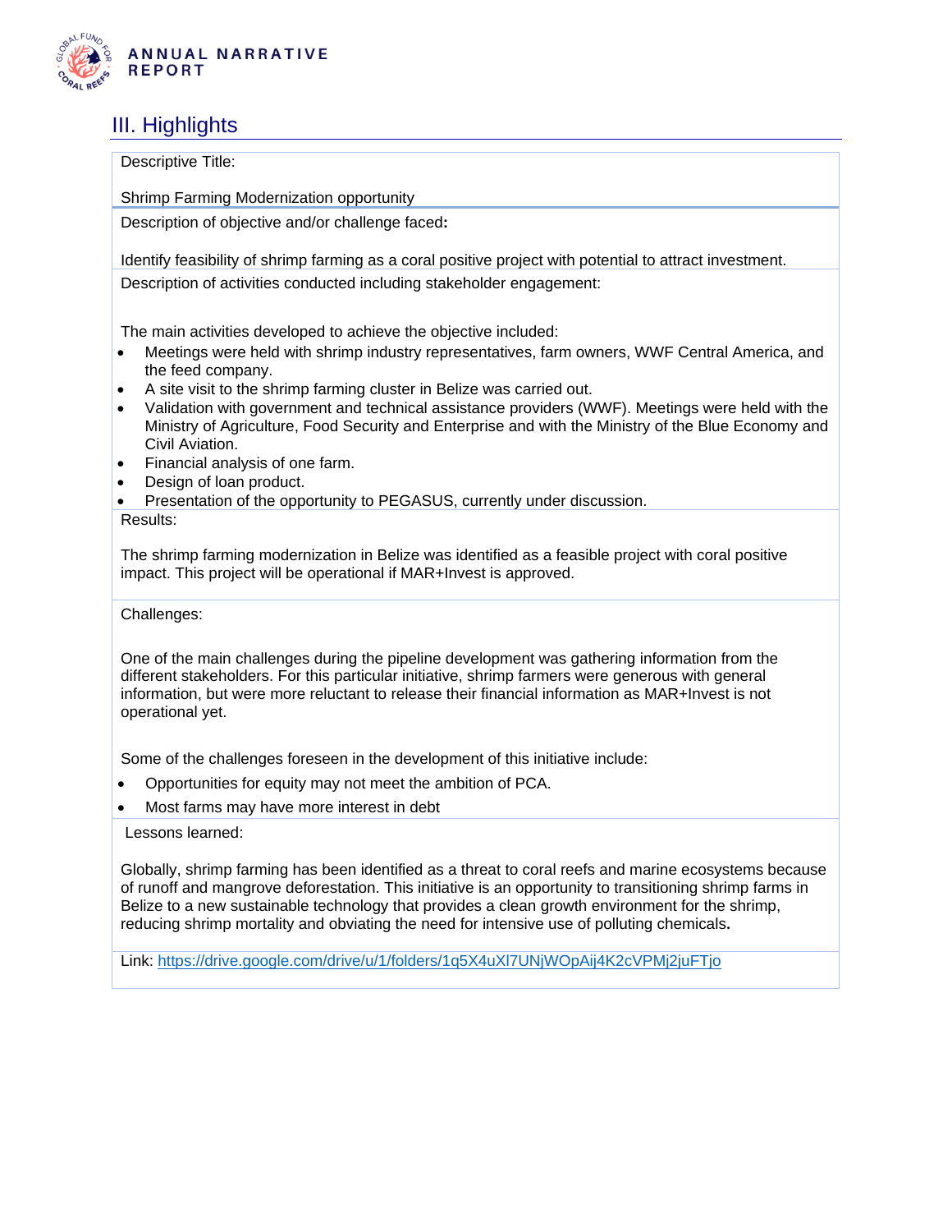## III. Highlights

Descriptive Title:

Shrimp Farming Modernization opportunity

Description of objective and/or challenge faced**:**

Identify feasibility of shrimp farming as a coral positive project with potential to attract investment.

Description of activities conducted including stakeholder engagement:

The main activities developed to achieve the objective included:

- Meetings were held with shrimp industry representatives, farm owners, WWF Central America, and the feed company.
- A site visit to the shrimp farming cluster in Belize was carried out.
- Validation with government and technical assistance providers (WWF). Meetings were held with the Ministry of Agriculture, Food Security and Enterprise and with the Ministry of the Blue Economy and Civil Aviation.
- Financial analysis of one farm.
- Design of loan product.
- Presentation of the opportunity to PEGASUS, currently under discussion.

Results:

The shrimp farming modernization in Belize was identified as a feasible project with coral positive impact. This project will be operational if MAR+Invest is approved.

Challenges:

One of the main challenges during the pipeline development was gathering information from the different stakeholders. For this particular initiative, shrimp farmers were generous with general information, but were more reluctant to release their financial information as MAR+Invest is not operational yet.

Some of the challenges foreseen in the development of this initiative include:

- Opportunities for equity may not meet the ambition of PCA.
- Most farms may have more interest in debt

Lessons learned:

Globally, shrimp farming has been identified as a threat to coral reefs and marine ecosystems because of runoff and mangrove deforestation. This initiative is an opportunity to transitioning shrimp farms in Belize to a new sustainable technology that provides a clean growth environment for the shrimp, reducing shrimp mortality and obviating the need for intensive use of polluting chemicals**.**

Link: https://drive.google.com/drive/u/1/folders/1q5X4uXl7UNjWOpAij4K2cVPMj2juFTjo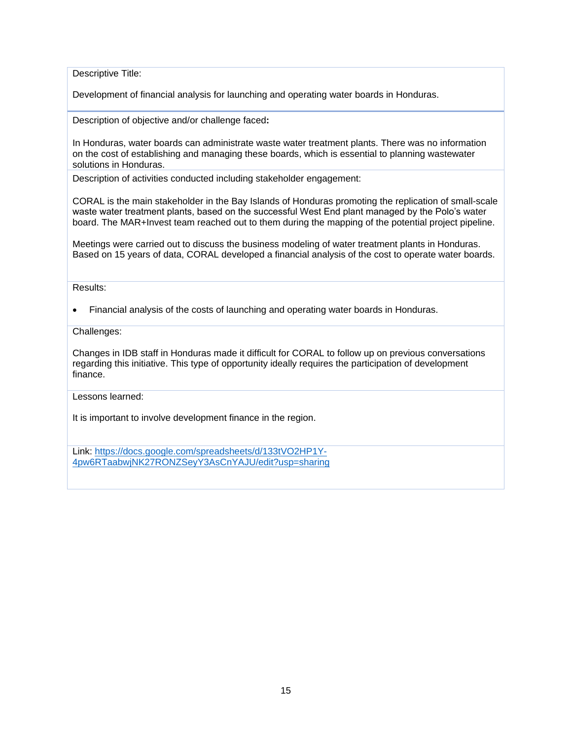Descriptive Title:

Development of financial analysis for launching and operating water boards in Honduras.

Description of objective and/or challenge faced**:**

In Honduras, water boards can administrate waste water treatment plants. There was no information on the cost of establishing and managing these boards, which is essential to planning wastewater solutions in Honduras.

Description of activities conducted including stakeholder engagement:

CORAL is the main stakeholder in the Bay Islands of Honduras promoting the replication of small-scale waste water treatment plants, based on the successful West End plant managed by the Polo's water board. The MAR+Invest team reached out to them during the mapping of the potential project pipeline.

Meetings were carried out to discuss the business modeling of water treatment plants in Honduras. Based on 15 years of data, CORAL developed a financial analysis of the cost to operate water boards.

Results:

- Financial analysis of the costs of launching and operating water boards in Honduras.

Challenges:

Changes in IDB staff in Honduras made it difficult for CORAL to follow up on previous conversations regarding this initiative. This type of opportunity ideally requires the participation of development finance.

Lessons learned:

It is important to involve development finance in the region.

Link: [https://docs.google.com/spreadsheets/d/133tVO2HP1Y-4pw6RTaabwjNK27RONZSeyY3AsCnYAJU/edit?usp=sharing](https://docs.google.com/spreadsheets/d/133tVO2HP1Y-4pw6RTaabwjNK27RONZSeyY3AsCnYAJU/edit?usp=sharing)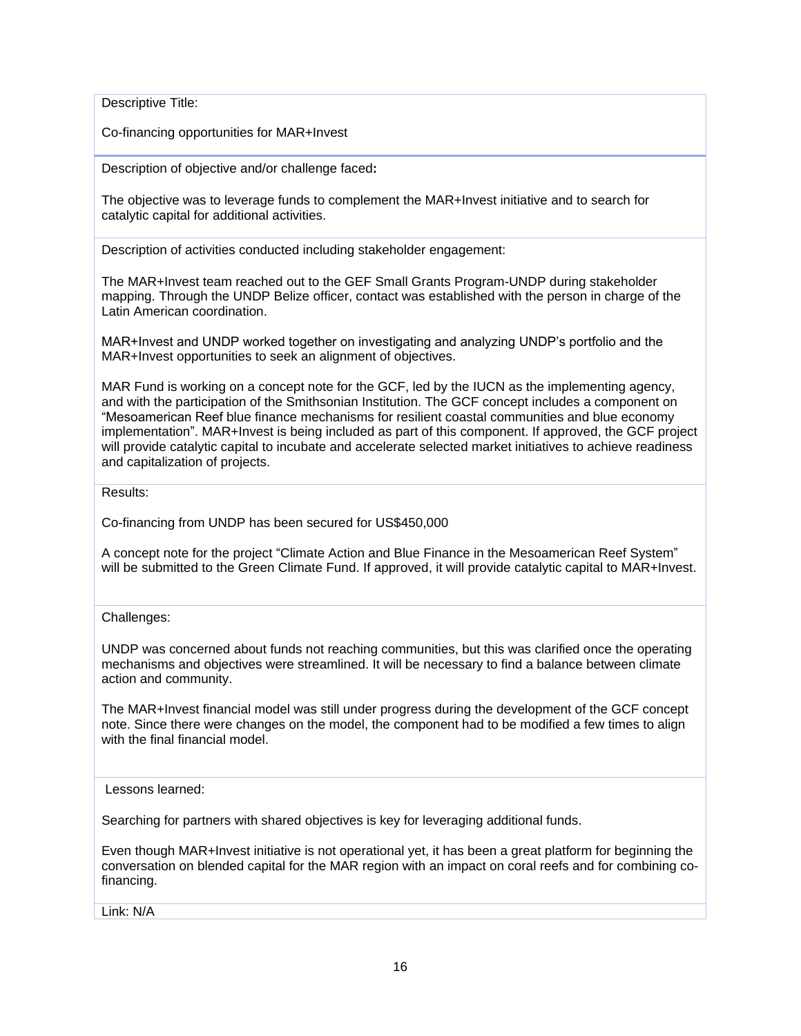Descriptive Title:

Co-financing opportunities for MAR+Invest

Description of objective and/or challenge faced**:**

The objective was to leverage funds to complement the MAR+Invest initiative and to search for catalytic capital for additional activities.

Description of activities conducted including stakeholder engagement:

The MAR+Invest team reached out to the GEF Small Grants Program-UNDP during stakeholder mapping. Through the UNDP Belize officer, contact was established with the person in charge of the Latin American coordination.

MAR+Invest and UNDP worked together on investigating and analyzing UNDP's portfolio and the MAR+Invest opportunities to seek an alignment of objectives.

MAR Fund is working on a concept note for the GCF, led by the IUCN as the implementing agency, and with the participation of the Smithsonian Institution. The GCF concept includes a component on "Mesoamerican Reef blue finance mechanisms for resilient coastal communities and blue economy implementation". MAR+Invest is being included as part of this component. If approved, the GCF project will provide catalytic capital to incubate and accelerate selected market initiatives to achieve readiness and capitalization of projects.

Results:

Co-financing from UNDP has been secured for US$450,000

A concept note for the project "Climate Action and Blue Finance in the Mesoamerican Reef System" will be submitted to the Green Climate Fund. If approved, it will provide catalytic capital to MAR+Invest.

Challenges:

UNDP was concerned about funds not reaching communities, but this was clarified once the operating mechanisms and objectives were streamlined. It will be necessary to find a balance between climate action and community.

The MAR+Invest financial model was still under progress during the development of the GCF concept note. Since there were changes on the model, the component had to be modified a few times to align with the final financial model.

Lessons learned:

Searching for partners with shared objectives is key for leveraging additional funds.

Even though MAR+Invest initiative is not operational yet, it has been a great platform for beginning the conversation on blended capital for the MAR region with an impact on coral reefs and for combining co-financing.

Link: N/A